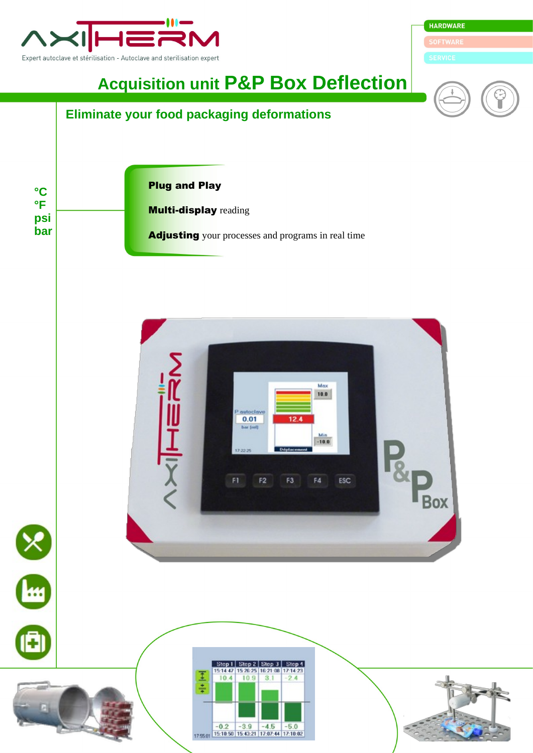AXITHERM

Expert autoclave et stérilisation - Autoclave and sterilisation expert

HARDWARE

SOFTWARE

SERVICE

# Acquisition unit P&P Box Deflection

## Eliminate your food packaging deformations

°C
°F
psi
bar

**Plug and Play**

**Multi-display** reading

**Adjusting** your processes and programs in real time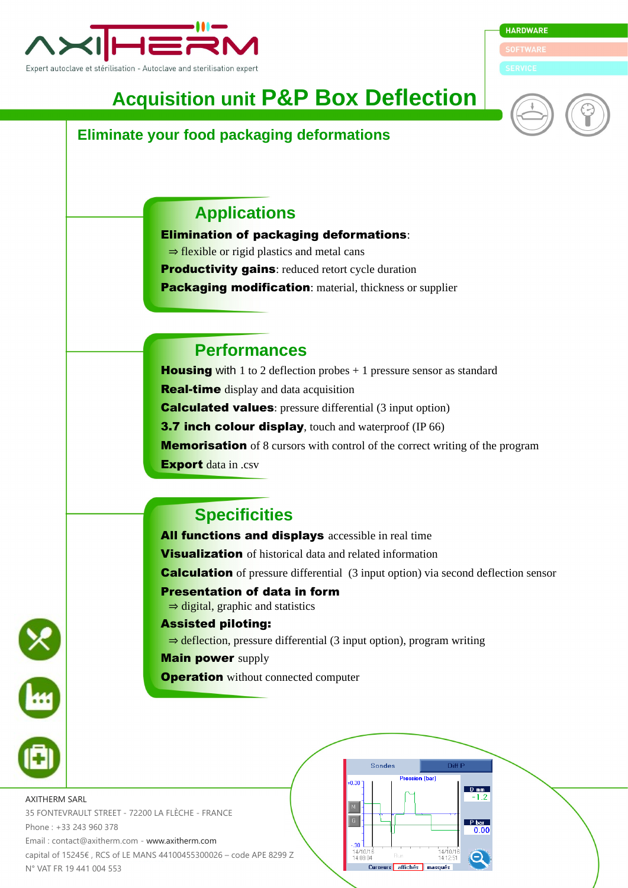AXITHERM

Expert autoclave et stérilisation - Autoclave and sterilisation expert

HARDWARE

SOFTWARE

SERVICE

# Acquisition unit **P&P Box Deflection**

## Eliminate your food packaging deformations

### Applications

**Elimination of packaging deformations**:

⇒ flexible or rigid plastics and metal cans

**Productivity gains**: reduced retort cycle duration

**Packaging modification**: material, thickness or supplier

### Performances

**Housing** with 1 to 2 deflection probes + 1 pressure sensor as standard

**Real-time** display and data acquisition

**Calculated values**: pressure differential (3 input option)

**3.7 inch colour display**, touch and waterproof (IP 66)

**Memorisation** of 8 cursors with control of the correct writing of the program

**Export** data in .csv

### Specificities

**All functions and displays** accessible in real time

**Visualization** of historical data and related information

**Calculation** of pressure differential (3 input option) via second deflection sensor

**Presentation of data in form**

⇒ digital, graphic and statistics

**Assisted piloting:**

⇒ deflection, pressure differential (3 input option), program writing

**Main power** supply

**Operation** without connected computer

Sondes

Diff P

Pression [bar]

+0.30

-.30

D mm

-1.2

P bar

0.00

14/10/16 14:08:04

14/10/16 14:12:51

Curseurs affichés masqués

AXITHERM SARL

35 FONTEVRAULT STREET - 72200 LA FLÈCHE - FRANCE

Phone : +33 243 960 378

Email : contact@axitherm.com - www.axitherm.com

capital of 15245€ , RCS of LE MANS 44100455300026 – code APE 8299 Z

N° VAT FR 19 441 004 553